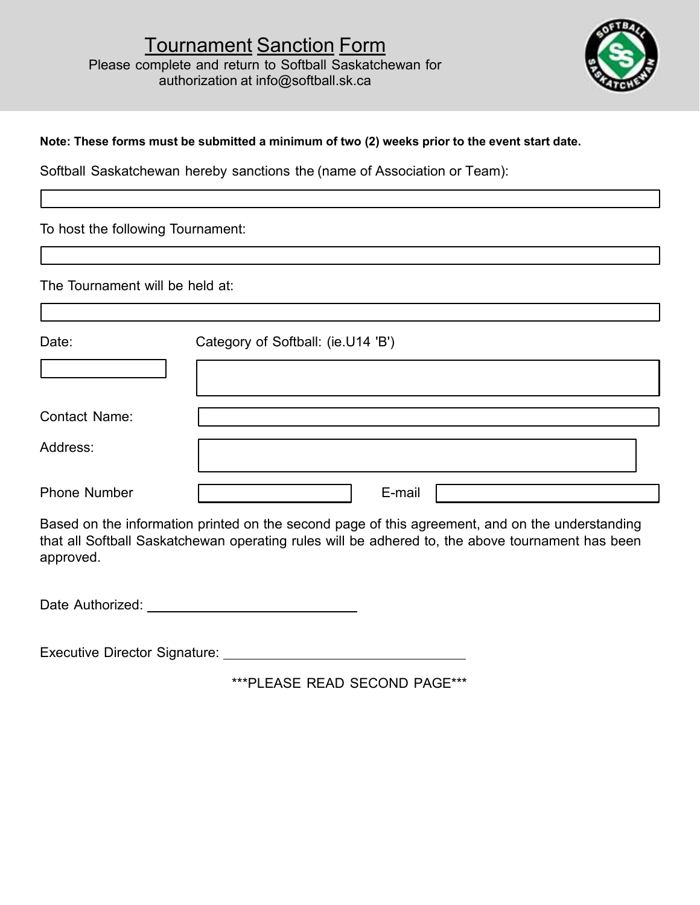# Tournament Sanction Form

Please complete and return to Softball Saskatchewan for authorization at info@softball.sk.ca

**Note: These forms must be submitted a minimum of two (2) weeks prior to the event start date.**

Softball Saskatchewan hereby sanctions the (name of Association or Team):

\_\_\_\_\_\_\_\_\_\_\_\_\_\_\_\_\_\_\_\_\_\_\_\_\_\_\_\_\_\_\_\_\_\_\_\_\_\_\_\_

To host the following Tournament:

\_\_\_\_\_\_\_\_\_\_\_\_\_\_\_\_\_\_\_\_\_\_\_\_\_\_\_\_\_\_\_\_\_\_\_\_\_\_\_\_

The Tournament will be held at:

\_\_\_\_\_\_\_\_\_\_\_\_\_\_\_\_\_\_\_\_\_\_\_\_\_\_\_\_\_\_\_\_\_\_\_\_\_\_\_\_

Date: \_\_\_\_\_\_\_\_\_\_\_\_\_\_\_\_

Category of Softball: (ie.U14 'B') \_\_\_\_\_\_\_\_\_\_\_\_\_\_\_\_\_\_\_\_\_\_\_\_

Contact Name: \_\_\_\_\_\_\_\_\_\_\_\_\_\_\_\_\_\_\_\_\_\_\_\_

Address: \_\_\_\_\_\_\_\_\_\_\_\_\_\_\_\_\_\_\_\_\_\_\_\_

Phone Number \_\_\_\_\_\_\_\_\_\_\_\_\_\_\_\_ E-mail \_\_\_\_\_\_\_\_\_\_\_\_\_\_\_\_

Based on the information printed on the second page of this agreement, and on the understanding that all Softball Saskatchewan operating rules will be adhered to, the above tournament has been approved.

Date Authorized: \_\_\_\_\_\_\_\_\_\_\_\_\_\_\_\_\_\_\_\_\_\_\_\_

Executive Director Signature: \_\_\_\_\_\_\_\_\_\_\_\_\_\_\_\_\_\_\_\_\_\_\_\_

***PLEASE READ SECOND PAGE***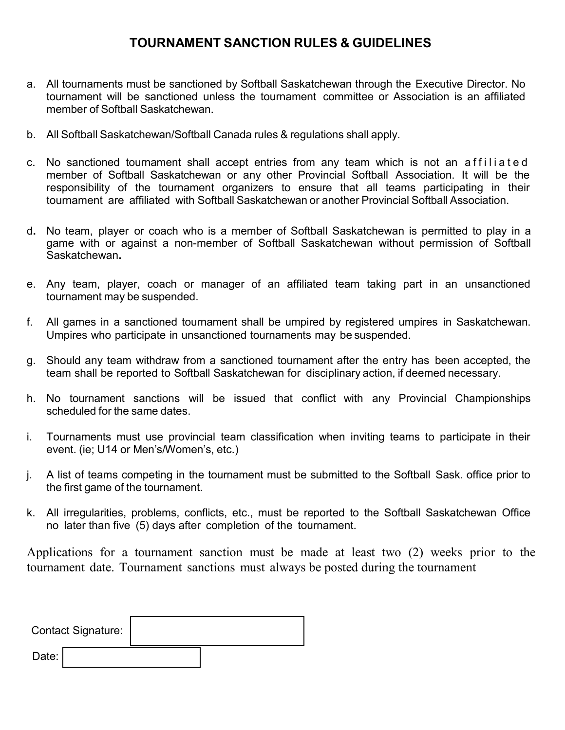# TOURNAMENT SANCTION RULES & GUIDELINES

a. All tournaments must be sanctioned by Softball Saskatchewan through the Executive Director. No tournament will be sanctioned unless the tournament committee or Association is an affiliated member of Softball Saskatchewan.

b. All Softball Saskatchewan/Softball Canada rules & regulations shall apply.

c. No sanctioned tournament shall accept entries from any team which is not an affiliated member of Softball Saskatchewan or any other Provincial Softball Association. It will be the responsibility of the tournament organizers to ensure that all teams participating in their tournament are affiliated with Softball Saskatchewan or another Provincial Softball Association.

d. No team, player or coach who is a member of Softball Saskatchewan is permitted to play in a game with or against a non-member of Softball Saskatchewan without permission of Softball Saskatchewan.

e. Any team, player, coach or manager of an affiliated team taking part in an unsanctioned tournament may be suspended.

f. All games in a sanctioned tournament shall be umpired by registered umpires in Saskatchewan. Umpires who participate in unsanctioned tournaments may be suspended.

g. Should any team withdraw from a sanctioned tournament after the entry has been accepted, the team shall be reported to Softball Saskatchewan for disciplinary action, if deemed necessary.

h. No tournament sanctions will be issued that conflict with any Provincial Championships scheduled for the same dates.

i. Tournaments must use provincial team classification when inviting teams to participate in their event. (ie; U14 or Men's/Women's, etc.)

j. A list of teams competing in the tournament must be submitted to the Softball Sask. office prior to the first game of the tournament.

k. All irregularities, problems, conflicts, etc., must be reported to the Softball Saskatchewan Office no later than five (5) days after completion of the tournament.

Applications for a tournament sanction must be made at least two (2) weeks prior to the tournament date. Tournament sanctions must always be posted during the tournament

Contact Signature:

Date: